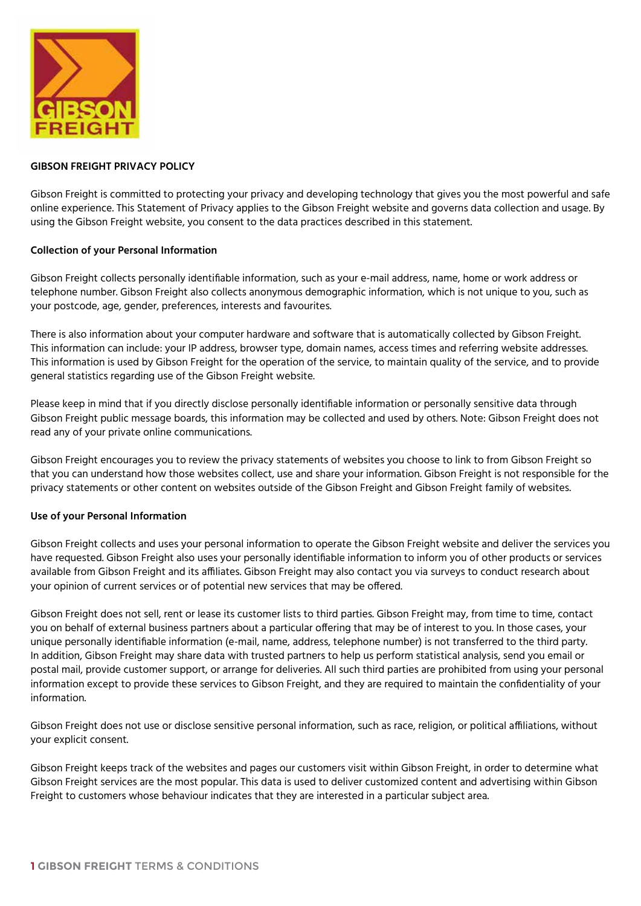# GIBSON FREIGHT PRIVACY POLICY

Gibson Freight is committed to protecting your privacy and developing technology that gives you the most powerful and safe online experience. This Statement of Privacy applies to the Gibson Freight website and governs data collection and usage. By using the Gibson Freight website, you consent to the data practices described in this statement.

## Collection of your Personal Information

Gibson Freight collects personally identifiable information, such as your e-mail address, name, home or work address or telephone number. Gibson Freight also collects anonymous demographic information, which is not unique to you, such as your postcode, age, gender, preferences, interests and favourites.

There is also information about your computer hardware and software that is automatically collected by Gibson Freight. This information can include: your IP address, browser type, domain names, access times and referring website addresses. This information is used by Gibson Freight for the operation of the service, to maintain quality of the service, and to provide general statistics regarding use of the Gibson Freight website.

Please keep in mind that if you directly disclose personally identifiable information or personally sensitive data through Gibson Freight public message boards, this information may be collected and used by others. Note: Gibson Freight does not read any of your private online communications.

Gibson Freight encourages you to review the privacy statements of websites you choose to link to from Gibson Freight so that you can understand how those websites collect, use and share your information. Gibson Freight is not responsible for the privacy statements or other content on websites outside of the Gibson Freight and Gibson Freight family of websites.

## Use of your Personal Information

Gibson Freight collects and uses your personal information to operate the Gibson Freight website and deliver the services you have requested. Gibson Freight also uses your personally identifiable information to inform you of other products or services available from Gibson Freight and its affiliates. Gibson Freight may also contact you via surveys to conduct research about your opinion of current services or of potential new services that may be offered.

Gibson Freight does not sell, rent or lease its customer lists to third parties. Gibson Freight may, from time to time, contact you on behalf of external business partners about a particular offering that may be of interest to you. In those cases, your unique personally identifiable information (e-mail, name, address, telephone number) is not transferred to the third party. In addition, Gibson Freight may share data with trusted partners to help us perform statistical analysis, send you email or postal mail, provide customer support, or arrange for deliveries. All such third parties are prohibited from using your personal information except to provide these services to Gibson Freight, and they are required to maintain the confidentiality of your information.

Gibson Freight does not use or disclose sensitive personal information, such as race, religion, or political affiliations, without your explicit consent.

Gibson Freight keeps track of the websites and pages our customers visit within Gibson Freight, in order to determine what Gibson Freight services are the most popular. This data is used to deliver customized content and advertising within Gibson Freight to customers whose behaviour indicates that they are interested in a particular subject area.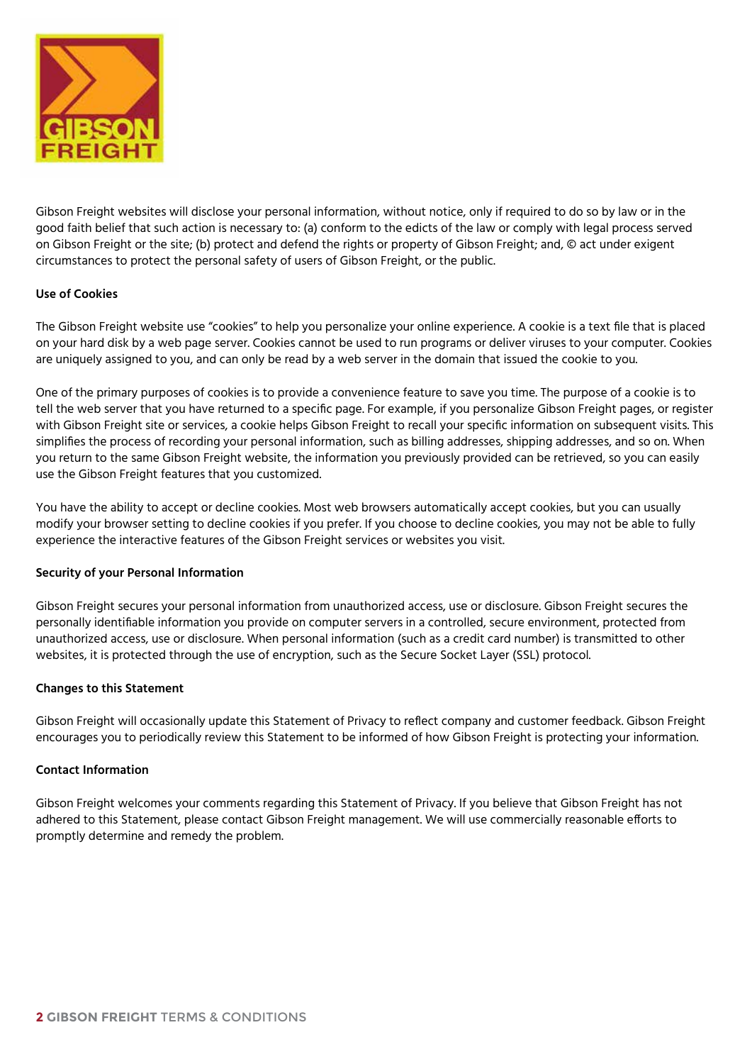Gibson Freight websites will disclose your personal information, without notice, only if required to do so by law or in the good faith belief that such action is necessary to: (a) conform to the edicts of the law or comply with legal process served on Gibson Freight or the site; (b) protect and defend the rights or property of Gibson Freight; and, © act under exigent circumstances to protect the personal safety of users of Gibson Freight, or the public.

**Use of Cookies**

The Gibson Freight website use "cookies" to help you personalize your online experience. A cookie is a text file that is placed on your hard disk by a web page server. Cookies cannot be used to run programs or deliver viruses to your computer. Cookies are uniquely assigned to you, and can only be read by a web server in the domain that issued the cookie to you.

One of the primary purposes of cookies is to provide a convenience feature to save you time. The purpose of a cookie is to tell the web server that you have returned to a specific page. For example, if you personalize Gibson Freight pages, or register with Gibson Freight site or services, a cookie helps Gibson Freight to recall your specific information on subsequent visits. This simplifies the process of recording your personal information, such as billing addresses, shipping addresses, and so on. When you return to the same Gibson Freight website, the information you previously provided can be retrieved, so you can easily use the Gibson Freight features that you customized.

You have the ability to accept or decline cookies. Most web browsers automatically accept cookies, but you can usually modify your browser setting to decline cookies if you prefer. If you choose to decline cookies, you may not be able to fully experience the interactive features of the Gibson Freight services or websites you visit.

**Security of your Personal Information**

Gibson Freight secures your personal information from unauthorized access, use or disclosure. Gibson Freight secures the personally identifiable information you provide on computer servers in a controlled, secure environment, protected from unauthorized access, use or disclosure. When personal information (such as a credit card number) is transmitted to other websites, it is protected through the use of encryption, such as the Secure Socket Layer (SSL) protocol.

**Changes to this Statement**

Gibson Freight will occasionally update this Statement of Privacy to reflect company and customer feedback. Gibson Freight encourages you to periodically review this Statement to be informed of how Gibson Freight is protecting your information.

**Contact Information**

Gibson Freight welcomes your comments regarding this Statement of Privacy. If you believe that Gibson Freight has not adhered to this Statement, please contact Gibson Freight management. We will use commercially reasonable efforts to promptly determine and remedy the problem.